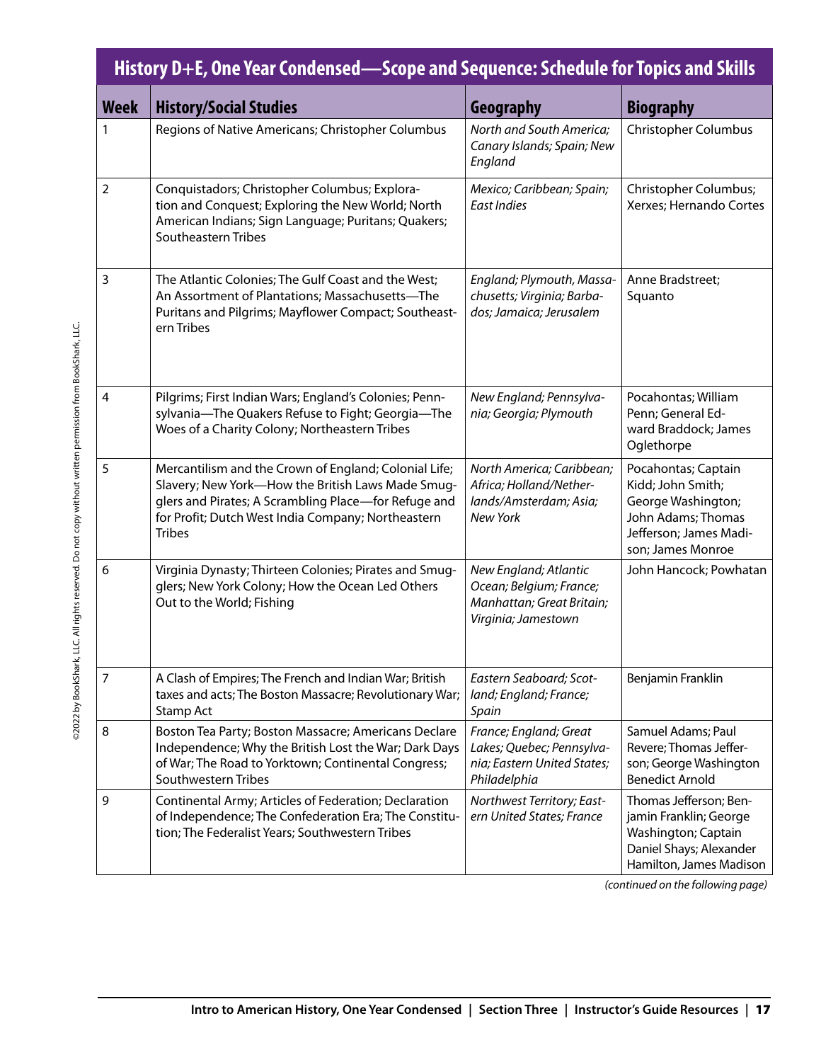## History D+E, One Year Condensed—Scope and Sequence: Schedule for Topics and Skills

| Week | History/Social Studies | Geography | Biography |
|---|---|---|---|
| 1 | Regions of Native Americans; Christopher Columbus | *North and South America; Canary Islands; Spain; New England* | Christopher Columbus |
| 2 | Conquistadors; Christopher Columbus; Exploration and Conquest; Exploring the New World; North American Indians; Sign Language; Puritans; Quakers; Southeastern Tribes | *Mexico; Caribbean; Spain; East Indies* | Christopher Columbus; Xerxes; Hernando Cortes |
| 3 | The Atlantic Colonies; The Gulf Coast and the West; An Assortment of Plantations; Massachusetts—The Puritans and Pilgrims; Mayflower Compact; Southeastern Tribes | *England; Plymouth, Massachusetts; Virginia; Barbados; Jamaica; Jerusalem* | Anne Bradstreet; Squanto |
| 4 | Pilgrims; First Indian Wars; England's Colonies; Pennsylvania—The Quakers Refuse to Fight; Georgia—The Woes of a Charity Colony; Northeastern Tribes | *New England; Pennsylvania; Georgia; Plymouth* | Pocahontas; William Penn; General Edward Braddock; James Oglethorpe |
| 5 | Mercantilism and the Crown of England; Colonial Life; Slavery; New York—How the British Laws Made Smugglers and Pirates; A Scrambling Place—for Refuge and for Profit; Dutch West India Company; Northeastern Tribes | *North America; Caribbean; Africa; Holland/Netherlands/Amsterdam; Asia; New York* | Pocahontas; Captain Kidd; John Smith; George Washington; John Adams; Thomas Jefferson; James Madison; James Monroe |
| 6 | Virginia Dynasty; Thirteen Colonies; Pirates and Smugglers; New York Colony; How the Ocean Led Others Out to the World; Fishing | *New England; Atlantic Ocean; Belgium; France; Manhattan; Great Britain; Virginia; Jamestown* | John Hancock; Powhatan |
| 7 | A Clash of Empires; The French and Indian War; British taxes and acts; The Boston Massacre; Revolutionary War; Stamp Act | *Eastern Seaboard; Scotland; England; France; Spain* | Benjamin Franklin |
| 8 | Boston Tea Party; Boston Massacre; Americans Declare Independence; Why the British Lost the War; Dark Days of War; The Road to Yorktown; Continental Congress; Southwestern Tribes | *France; England; Great Lakes; Quebec; Pennsylvania; Eastern United States; Philadelphia* | Samuel Adams; Paul Revere; Thomas Jefferson; George Washington Benedict Arnold |
| 9 | Continental Army; Articles of Federation; Declaration of Independence; The Confederation Era; The Constitution; The Federalist Years; Southwestern Tribes | *Northwest Territory; Eastern United States; France* | Thomas Jefferson; Benjamin Franklin; George Washington; Captain Daniel Shays; Alexander Hamilton, James Madison |

*(continued on the following page)*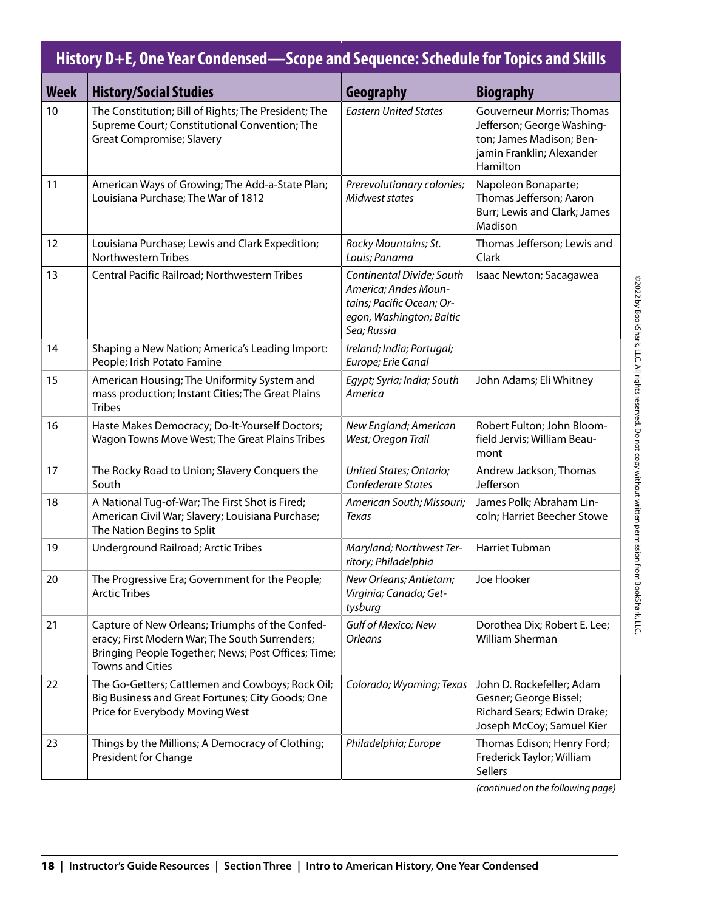## History D+E, One Year Condensed—Scope and Sequence: Schedule for Topics and Skills

| Week | History/Social Studies | Geography | Biography |
|---|---|---|---|
| 10 | The Constitution; Bill of Rights; The President; The Supreme Court; Constitutional Convention; The Great Compromise; Slavery | *Eastern United States* | Gouverneur Morris; Thomas Jefferson; George Washington; James Madison; Benjamin Franklin; Alexander Hamilton |
| 11 | American Ways of Growing; The Add-a-State Plan; Louisiana Purchase; The War of 1812 | *Prerevolutionary colonies; Midwest states* | Napoleon Bonaparte; Thomas Jefferson; Aaron Burr; Lewis and Clark; James Madison |
| 12 | Louisiana Purchase; Lewis and Clark Expedition; Northwestern Tribes | *Rocky Mountains; St. Louis; Panama* | Thomas Jefferson; Lewis and Clark |
| 13 | Central Pacific Railroad; Northwestern Tribes | *Continental Divide; South America; Andes Mountains; Pacific Ocean; Oregon, Washington; Baltic Sea; Russia* | Isaac Newton; Sacagawea |
| 14 | Shaping a New Nation; America's Leading Import: People; Irish Potato Famine | *Ireland; India; Portugal; Europe; Erie Canal* | |
| 15 | American Housing; The Uniformity System and mass production; Instant Cities; The Great Plains Tribes | *Egypt; Syria; India; South America* | John Adams; Eli Whitney |
| 16 | Haste Makes Democracy; Do-It-Yourself Doctors; Wagon Towns Move West; The Great Plains Tribes | *New England; American West; Oregon Trail* | Robert Fulton; John Bloomfield Jervis; William Beaumont |
| 17 | The Rocky Road to Union; Slavery Conquers the South | *United States; Ontario; Confederate States* | Andrew Jackson, Thomas Jefferson |
| 18 | A National Tug-of-War; The First Shot is Fired; American Civil War; Slavery; Louisiana Purchase; The Nation Begins to Split | *American South; Missouri; Texas* | James Polk; Abraham Lincoln; Harriet Beecher Stowe |
| 19 | Underground Railroad; Arctic Tribes | *Maryland; Northwest Territory; Philadelphia* | Harriet Tubman |
| 20 | The Progressive Era; Government for the People; Arctic Tribes | *New Orleans; Antietam; Virginia; Canada; Gettysburg* | Joe Hooker |
| 21 | Capture of New Orleans; Triumphs of the Confederacy; First Modern War; The South Surrenders; Bringing People Together; News; Post Offices; Time; Towns and Cities | *Gulf of Mexico; New Orleans* | Dorothea Dix; Robert E. Lee; William Sherman |
| 22 | The Go-Getters; Cattlemen and Cowboys; Rock Oil; Big Business and Great Fortunes; City Goods; One Price for Everybody Moving West | *Colorado; Wyoming; Texas* | John D. Rockefeller; Adam Gesner; George Bissel; Richard Sears; Edwin Drake; Joseph McCoy; Samuel Kier |
| 23 | Things by the Millions; A Democracy of Clothing; President for Change | *Philadelphia; Europe* | Thomas Edison; Henry Ford; Frederick Taylor; William Sellers |

*(continued on the following page)*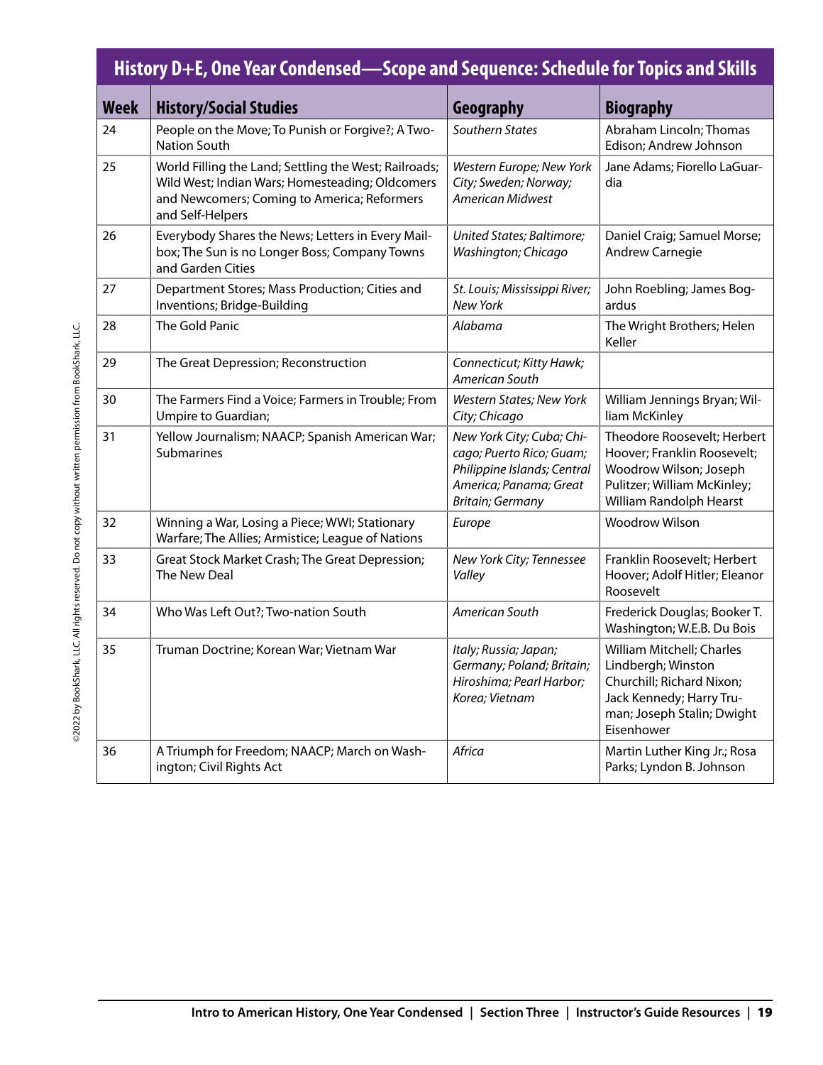## History D+E, One Year Condensed—Scope and Sequence: Schedule for Topics and Skills

| Week | History/Social Studies | Geography | Biography |
|---|---|---|---|
| 24 | People on the Move; To Punish or Forgive?; A Two-Nation South | *Southern States* | Abraham Lincoln; Thomas Edison; Andrew Johnson |
| 25 | World Filling the Land; Settling the West; Railroads; Wild West; Indian Wars; Homesteading; Oldcomers and Newcomers; Coming to America; Reformers and Self-Helpers | *Western Europe; New York City; Sweden; Norway; American Midwest* | Jane Adams; Fiorello LaGuardia |
| 26 | Everybody Shares the News; Letters in Every Mailbox; The Sun is no Longer Boss; Company Towns and Garden Cities | *United States; Baltimore; Washington; Chicago* | Daniel Craig; Samuel Morse; Andrew Carnegie |
| 27 | Department Stores; Mass Production; Cities and Inventions; Bridge-Building | *St. Louis; Mississippi River; New York* | John Roebling; James Bogardus |
| 28 | The Gold Panic | *Alabama* | The Wright Brothers; Helen Keller |
| 29 | The Great Depression; Reconstruction | *Connecticut; Kitty Hawk; American South* | |
| 30 | The Farmers Find a Voice; Farmers in Trouble; From Umpire to Guardian; | *Western States; New York City; Chicago* | William Jennings Bryan; William McKinley |
| 31 | Yellow Journalism; NAACP; Spanish American War; Submarines | *New York City; Cuba; Chicago; Puerto Rico; Guam; Philippine Islands; Central America; Panama; Great Britain; Germany* | Theodore Roosevelt; Herbert Hoover; Franklin Roosevelt; Woodrow Wilson; Joseph Pulitzer; William McKinley; William Randolph Hearst |
| 32 | Winning a War, Losing a Piece; WWI; Stationary Warfare; The Allies; Armistice; League of Nations | *Europe* | Woodrow Wilson |
| 33 | Great Stock Market Crash; The Great Depression; The New Deal | *New York City; Tennessee Valley* | Franklin Roosevelt; Herbert Hoover; Adolf Hitler; Eleanor Roosevelt |
| 34 | Who Was Left Out?; Two-nation South | *American South* | Frederick Douglas; Booker T. Washington; W.E.B. Du Bois |
| 35 | Truman Doctrine; Korean War; Vietnam War | *Italy; Russia; Japan; Germany; Poland; Britain; Hiroshima; Pearl Harbor; Korea; Vietnam* | William Mitchell; Charles Lindbergh; Winston Churchill; Richard Nixon; Jack Kennedy; Harry Truman; Joseph Stalin; Dwight Eisenhower |
| 36 | A Triumph for Freedom; NAACP; March on Washington; Civil Rights Act | *Africa* | Martin Luther King Jr.; Rosa Parks; Lyndon B. Johnson |